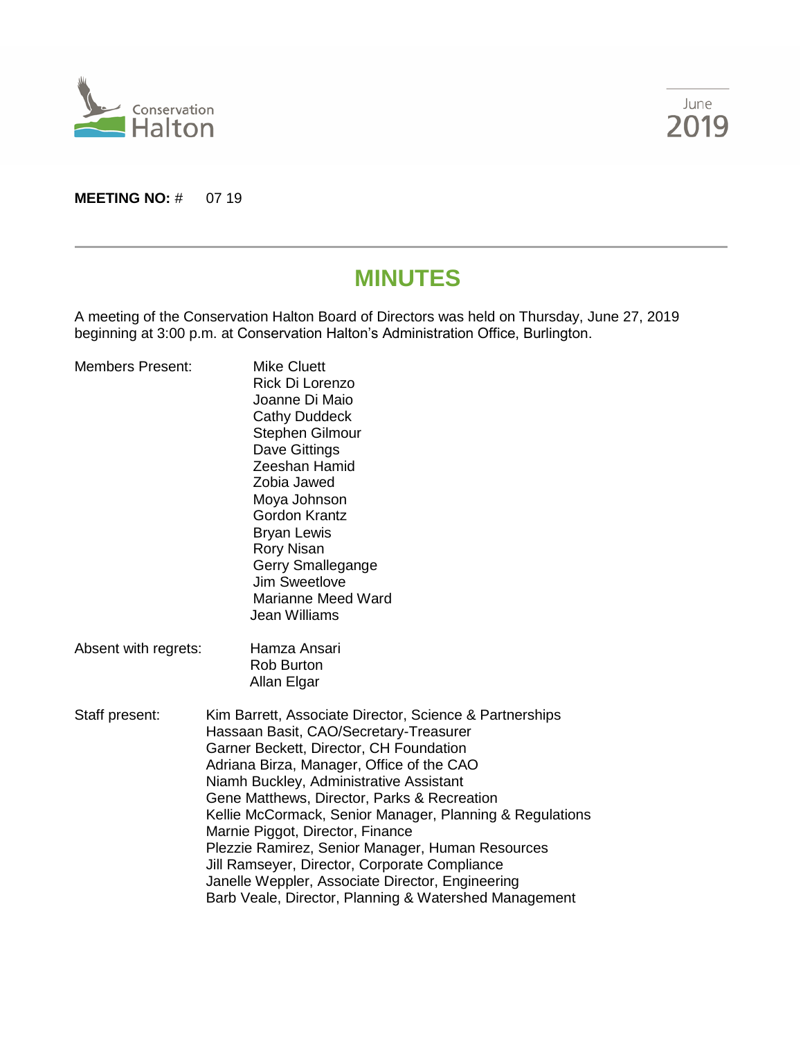Conservation Halton

June 2019

**MEETING NO:** # 07 19

---

# MINUTES

A meeting of the Conservation Halton Board of Directors was held on Thursday, June 27, 2019 beginning at 3:00 p.m. at Conservation Halton's Administration Office, Burlington.

Members Present:
Mike Cluett
Rick Di Lorenzo
Joanne Di Maio
Cathy Duddeck
Stephen Gilmour
Dave Gittings
Zeeshan Hamid
Zobia Jawed
Moya Johnson
Gordon Krantz
Bryan Lewis
Rory Nisan
Gerry Smallegange
Jim Sweetlove
Marianne Meed Ward
Jean Williams

Absent with regrets:
Hamza Ansari
Rob Burton
Allan Elgar

Staff present:
Kim Barrett, Associate Director, Science & Partnerships
Hassaan Basit, CAO/Secretary-Treasurer
Garner Beckett, Director, CH Foundation
Adriana Birza, Manager, Office of the CAO
Niamh Buckley, Administrative Assistant
Gene Matthews, Director, Parks & Recreation
Kellie McCormack, Senior Manager, Planning & Regulations
Marnie Piggot, Director, Finance
Plezzie Ramirez, Senior Manager, Human Resources
Jill Ramseyer, Director, Corporate Compliance
Janelle Weppler, Associate Director, Engineering
Barb Veale, Director, Planning & Watershed Management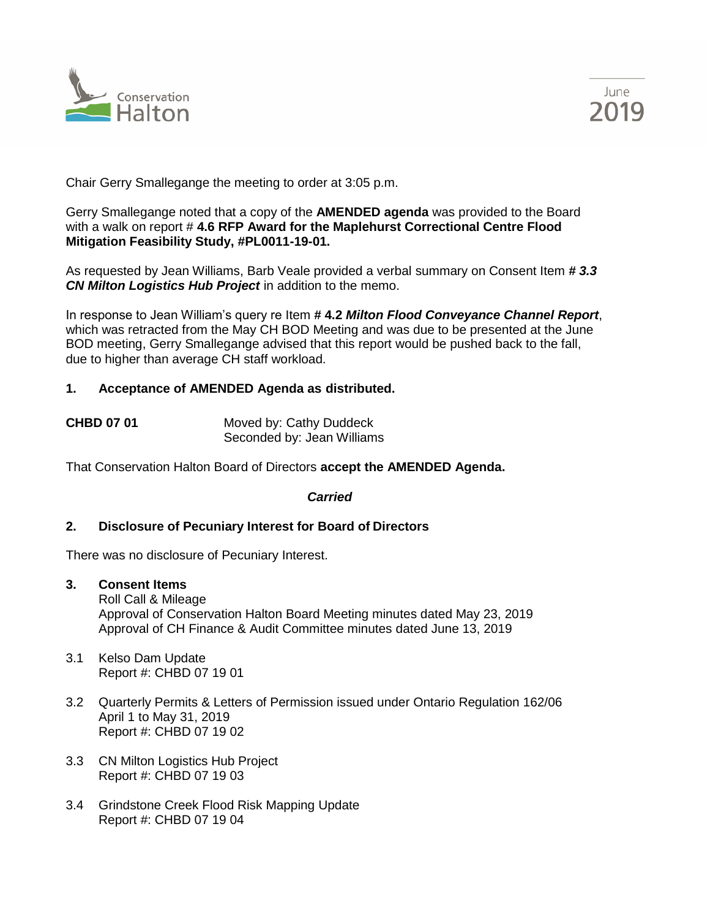Chair Gerry Smallegange the meeting to order at 3:05 p.m.

Gerry Smallegange noted that a copy of the **AMENDED agenda** was provided to the Board with a walk on report # **4.6 RFP Award for the Maplehurst Correctional Centre Flood Mitigation Feasibility Study, #PL0011-19-01.**

As requested by Jean Williams, Barb Veale provided a verbal summary on Consent Item ***# 3.3 CN Milton Logistics Hub Project*** in addition to the memo.

In response to Jean William's query re Item **# 4.2 *Milton Flood Conveyance Channel Report***, which was retracted from the May CH BOD Meeting and was due to be presented at the June BOD meeting, Gerry Smallegange advised that this report would be pushed back to the fall, due to higher than average CH staff workload.

## 1. Acceptance of AMENDED Agenda as distributed.

**CHBD 07 01** Moved by: Cathy Duddeck
Seconded by: Jean Williams

That Conservation Halton Board of Directors **accept the AMENDED Agenda.**

***Carried***

## 2. Disclosure of Pecuniary Interest for Board of Directors

There was no disclosure of Pecuniary Interest.

## 3. Consent Items

Roll Call & Mileage
Approval of Conservation Halton Board Meeting minutes dated May 23, 2019
Approval of CH Finance & Audit Committee minutes dated June 13, 2019

3.1 Kelso Dam Update
Report #: CHBD 07 19 01

3.2 Quarterly Permits & Letters of Permission issued under Ontario Regulation 162/06
April 1 to May 31, 2019
Report #: CHBD 07 19 02

3.3 CN Milton Logistics Hub Project
Report #: CHBD 07 19 03

3.4 Grindstone Creek Flood Risk Mapping Update
Report #: CHBD 07 19 04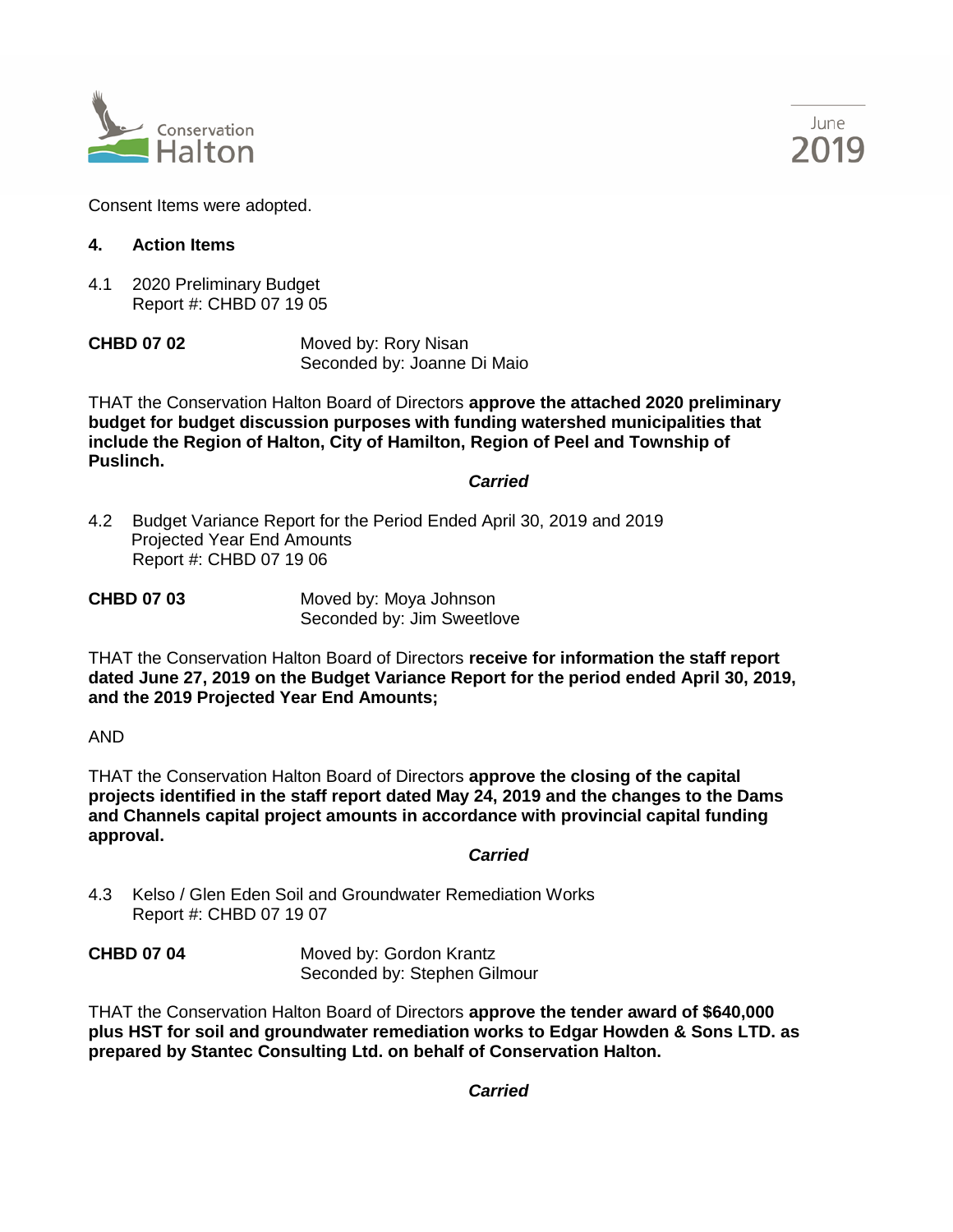Consent Items were adopted.

## 4. Action Items

4.1 2020 Preliminary Budget
Report #: CHBD 07 19 05

**CHBD 07 02** Moved by: Rory Nisan
Seconded by: Joanne Di Maio

THAT the Conservation Halton Board of Directors **approve the attached 2020 preliminary budget for budget discussion purposes with funding watershed municipalities that include the Region of Halton, City of Hamilton, Region of Peel and Township of Puslinch.**

***Carried***

4.2 Budget Variance Report for the Period Ended April 30, 2019 and 2019 Projected Year End Amounts
Report #: CHBD 07 19 06

**CHBD 07 03** Moved by: Moya Johnson
Seconded by: Jim Sweetlove

THAT the Conservation Halton Board of Directors **receive for information the staff report dated June 27, 2019 on the Budget Variance Report for the period ended April 30, 2019, and the 2019 Projected Year End Amounts;**

AND

THAT the Conservation Halton Board of Directors **approve the closing of the capital projects identified in the staff report dated May 24, 2019 and the changes to the Dams and Channels capital project amounts in accordance with provincial capital funding approval.**

***Carried***

4.3 Kelso / Glen Eden Soil and Groundwater Remediation Works
Report #: CHBD 07 19 07

**CHBD 07 04** Moved by: Gordon Krantz
Seconded by: Stephen Gilmour

THAT the Conservation Halton Board of Directors **approve the tender award of $640,000 plus HST for soil and groundwater remediation works to Edgar Howden & Sons LTD. as prepared by Stantec Consulting Ltd. on behalf of Conservation Halton.**

***Carried***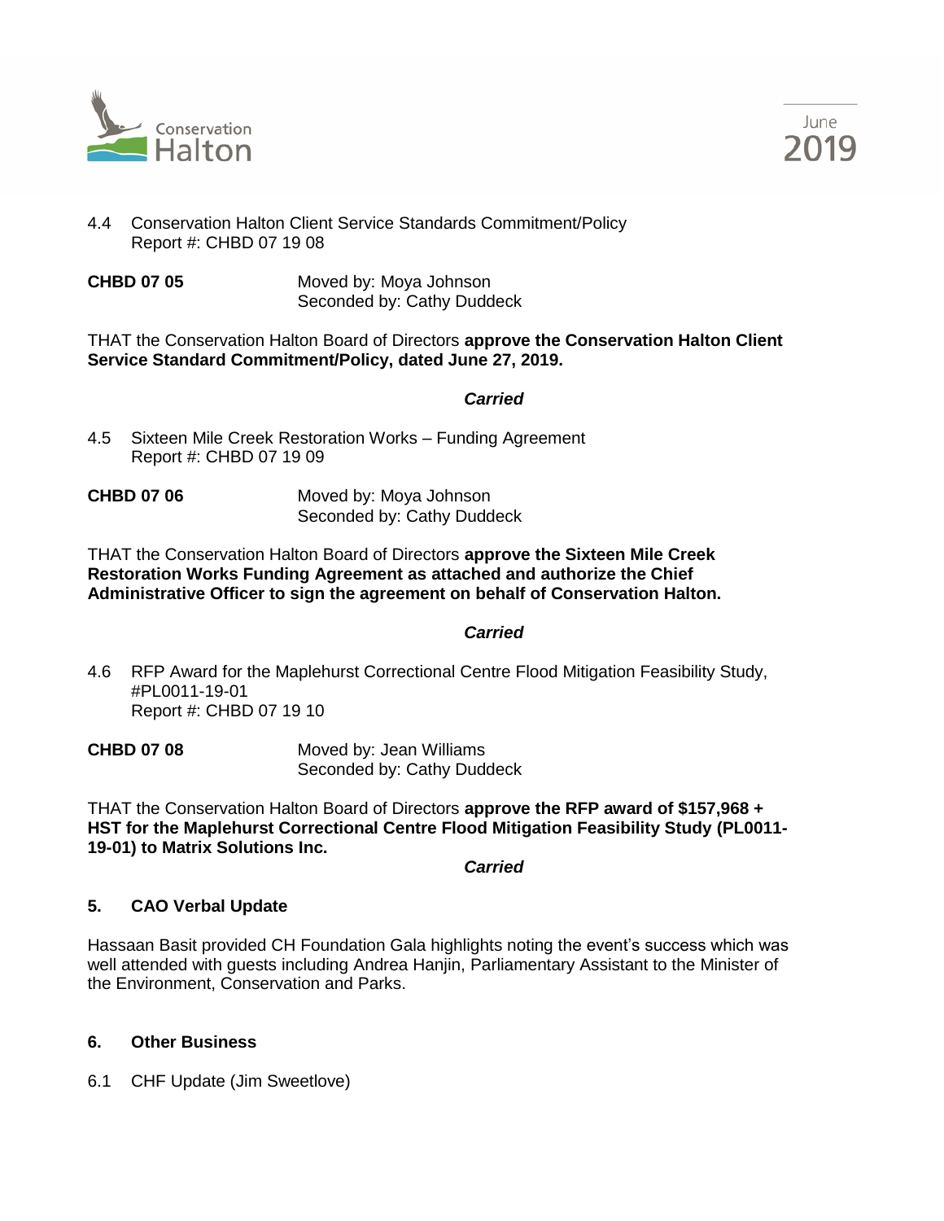4.4 Conservation Halton Client Service Standards Commitment/Policy
Report #: CHBD 07 19 08

**CHBD 07 05** Moved by: Moya Johnson
Seconded by: Cathy Duddeck

THAT the Conservation Halton Board of Directors **approve the Conservation Halton Client Service Standard Commitment/Policy, dated June 27, 2019.**

***Carried***

4.5 Sixteen Mile Creek Restoration Works – Funding Agreement
Report #: CHBD 07 19 09

**CHBD 07 06** Moved by: Moya Johnson
Seconded by: Cathy Duddeck

THAT the Conservation Halton Board of Directors **approve the Sixteen Mile Creek Restoration Works Funding Agreement as attached and authorize the Chief Administrative Officer to sign the agreement on behalf of Conservation Halton.**

***Carried***

4.6 RFP Award for the Maplehurst Correctional Centre Flood Mitigation Feasibility Study, #PL0011-19-01
Report #: CHBD 07 19 10

**CHBD 07 08** Moved by: Jean Williams
Seconded by: Cathy Duddeck

THAT the Conservation Halton Board of Directors **approve the RFP award of $157,968 + HST for the Maplehurst Correctional Centre Flood Mitigation Feasibility Study (PL0011-19-01) to Matrix Solutions Inc.**

***Carried***

## 5. CAO Verbal Update

Hassaan Basit provided CH Foundation Gala highlights noting the event's success which was well attended with guests including Andrea Hanjin, Parliamentary Assistant to the Minister of the Environment, Conservation and Parks.

## 6. Other Business

6.1 CHF Update (Jim Sweetlove)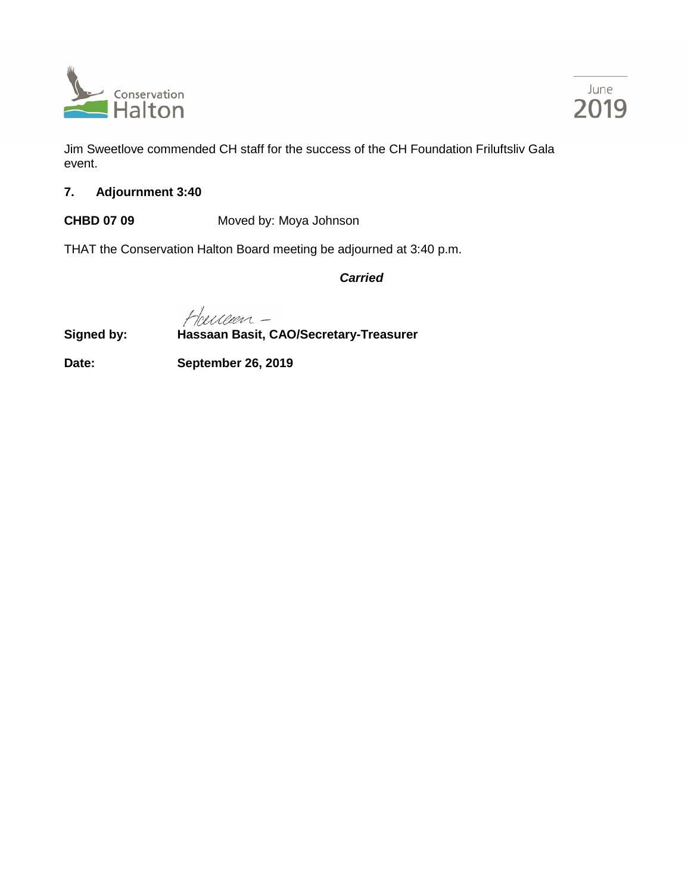Jim Sweetlove commended CH staff for the success of the CH Foundation Friluftsliv Gala event.

**7. Adjournment 3:40**

**CHBD 07 09** Moved by: Moya Johnson

THAT the Conservation Halton Board meeting be adjourned at 3:40 p.m.

***Carried***

**Signed by:** **Hassaan Basit, CAO/Secretary-Treasurer**

**Date:** **September 26, 2019**